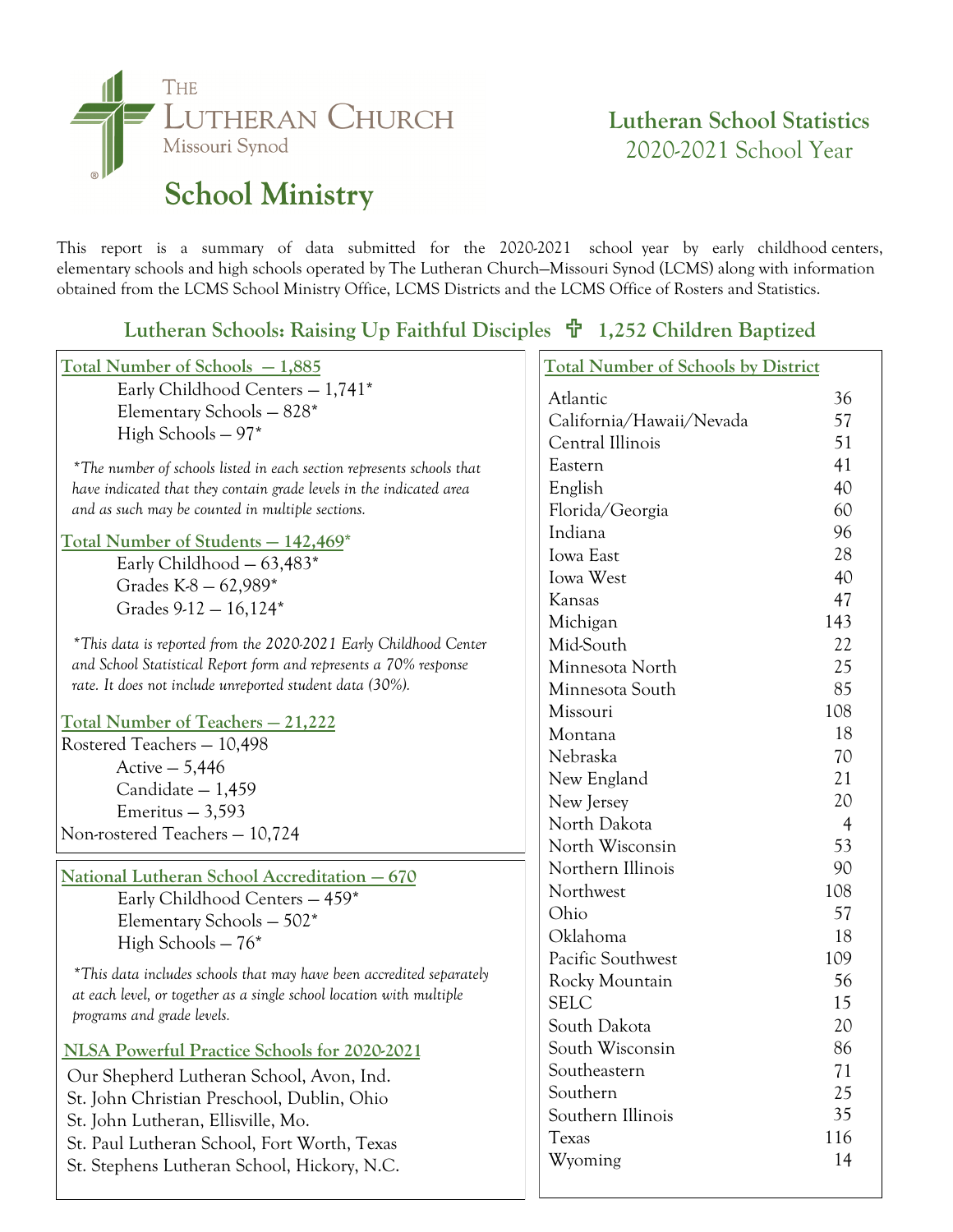# The Lutheran Church Missouri Synod

## School Ministry

## Lutheran School Statistics
2020-2021 School Year

This report is a summary of data submitted for the 2020-2021 school year by early childhood centers, elementary schools and high schools operated by The Lutheran Church—Missouri Synod (LCMS) along with information obtained from the LCMS School Ministry Office, LCMS Districts and the LCMS Office of Rosters and Statistics.

### Lutheran Schools: Raising Up Faithful Disciples ✟ 1,252 Children Baptized

**Total Number of Schools — 1,885**

- Early Childhood Centers — 1,741*
- Elementary Schools — 828*
- High Schools — 97*

*\*The number of schools listed in each section represents schools that have indicated that they contain grade levels in the indicated area and as such may be counted in multiple sections.*

**Total Number of Students — 142,469***

- Early Childhood — 63,483*
- Grades K-8 — 62,989*
- Grades 9-12 — 16,124*

*\*This data is reported from the 2020-2021 Early Childhood Center and School Statistical Report form and represents a 70% response rate. It does not include unreported student data (30%).*

**Total Number of Teachers — 21,222**

Rostered Teachers — 10,498

- Active — 5,446
- Candidate — 1,459
- Emeritus — 3,593

Non-rostered Teachers — 10,724

**National Lutheran School Accreditation — 670**

- Early Childhood Centers — 459*
- Elementary Schools — 502*
- High Schools — 76*

*\*This data includes schools that may have been accredited separately at each level, or together as a single school location with multiple programs and grade levels.*

**NLSA Powerful Practice Schools for 2020-2021**

Our Shepherd Lutheran School, Avon, Ind.
St. John Christian Preschool, Dublin, Ohio
St. John Lutheran, Ellisville, Mo.
St. Paul Lutheran School, Fort Worth, Texas
St. Stephens Lutheran School, Hickory, N.C.

**Total Number of Schools by District**

| District | Schools |
|---|---|
| Atlantic | 36 |
| California/Hawaii/Nevada | 57 |
| Central Illinois | 51 |
| Eastern | 41 |
| English | 40 |
| Florida/Georgia | 60 |
| Indiana | 96 |
| Iowa East | 28 |
| Iowa West | 40 |
| Kansas | 47 |
| Michigan | 143 |
| Mid-South | 22 |
| Minnesota North | 25 |
| Minnesota South | 85 |
| Missouri | 108 |
| Montana | 18 |
| Nebraska | 70 |
| New England | 21 |
| New Jersey | 20 |
| North Dakota | 4 |
| North Wisconsin | 53 |
| Northern Illinois | 90 |
| Northwest | 108 |
| Ohio | 57 |
| Oklahoma | 18 |
| Pacific Southwest | 109 |
| Rocky Mountain | 56 |
| SELC | 15 |
| South Dakota | 20 |
| South Wisconsin | 86 |
| Southeastern | 71 |
| Southern | 25 |
| Southern Illinois | 35 |
| Texas | 116 |
| Wyoming | 14 |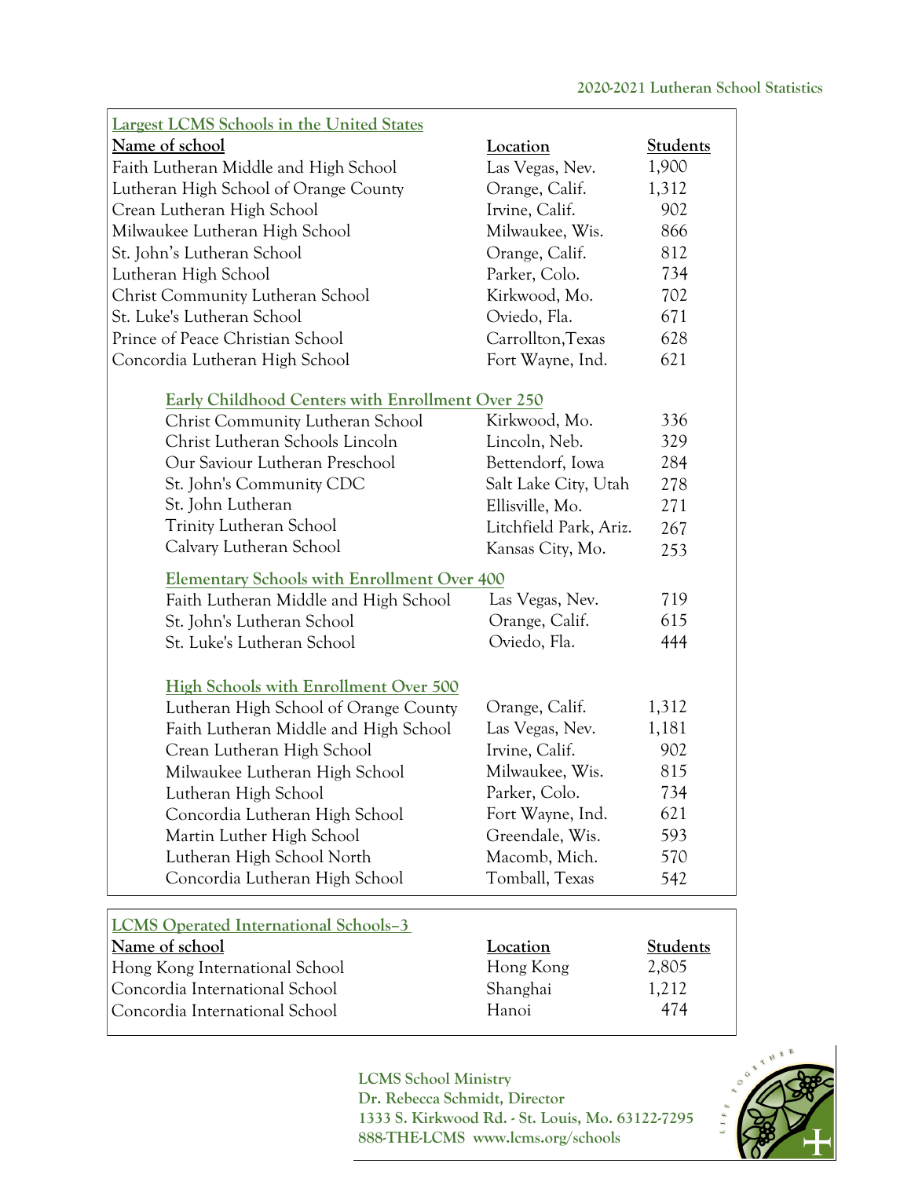2020-2021 Lutheran School Statistics

## Largest LCMS Schools in the United States

| Name of school | Location | Students |
|---|---|---|
| Faith Lutheran Middle and High School | Las Vegas, Nev. | 1,900 |
| Lutheran High School of Orange County | Orange, Calif. | 1,312 |
| Crean Lutheran High School | Irvine, Calif. | 902 |
| Milwaukee Lutheran High School | Milwaukee, Wis. | 866 |
| St. John's Lutheran School | Orange, Calif. | 812 |
| Lutheran High School | Parker, Colo. | 734 |
| Christ Community Lutheran School | Kirkwood, Mo. | 702 |
| St. Luke's Lutheran School | Oviedo, Fla. | 671 |
| Prince of Peace Christian School | Carrollton,Texas | 628 |
| Concordia Lutheran High School | Fort Wayne, Ind. | 621 |

### Early Childhood Centers with Enrollment Over 250

| | | |
|---|---|---|
| Christ Community Lutheran School | Kirkwood, Mo. | 336 |
| Christ Lutheran Schools Lincoln | Lincoln, Neb. | 329 |
| Our Saviour Lutheran Preschool | Bettendorf, Iowa | 284 |
| St. John's Community CDC | Salt Lake City, Utah | 278 |
| St. John Lutheran | Ellisville, Mo. | 271 |
| Trinity Lutheran School | Litchfield Park, Ariz. | 267 |
| Calvary Lutheran School | Kansas City, Mo. | 253 |

### Elementary Schools with Enrollment Over 400

| | | |
|---|---|---|
| Faith Lutheran Middle and High School | Las Vegas, Nev. | 719 |
| St. John's Lutheran School | Orange, Calif. | 615 |
| St. Luke's Lutheran School | Oviedo, Fla. | 444 |

### High Schools with Enrollment Over 500

| | | |
|---|---|---|
| Lutheran High School of Orange County | Orange, Calif. | 1,312 |
| Faith Lutheran Middle and High School | Las Vegas, Nev. | 1,181 |
| Crean Lutheran High School | Irvine, Calif. | 902 |
| Milwaukee Lutheran High School | Milwaukee, Wis. | 815 |
| Lutheran High School | Parker, Colo. | 734 |
| Concordia Lutheran High School | Fort Wayne, Ind. | 621 |
| Martin Luther High School | Greendale, Wis. | 593 |
| Lutheran High School North | Macomb, Mich. | 570 |
| Concordia Lutheran High School | Tomball, Texas | 542 |

## LCMS Operated International Schools–3

| Name of school | Location | Students |
|---|---|---|
| Hong Kong International School | Hong Kong | 2,805 |
| Concordia International School | Shanghai | 1,212 |
| Concordia International School | Hanoi | 474 |

**LCMS School Ministry**
**Dr. Rebecca Schmidt, Director**
**1333 S. Kirkwood Rd. - St. Louis, Mo. 63122-7295**
**888-THE-LCMS www.lcms.org/schools**

LIFE TOGETHER